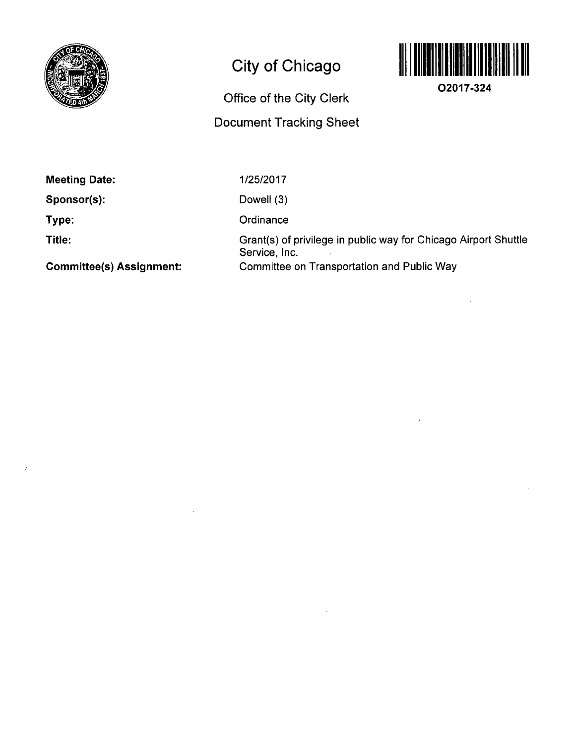# City of Chicago

## Office of the City Clerk

## Document Tracking Sheet

O2017-324

| | |
|---|---|
| **Meeting Date:** | 1/25/2017 |
| **Sponsor(s):** | Dowell (3) |
| **Type:** | Ordinance |
| **Title:** | Grant(s) of privilege in public way for Chicago Airport Shuttle Service, Inc. |
| **Committee(s) Assignment:** | Committee on Transportation and Public Way |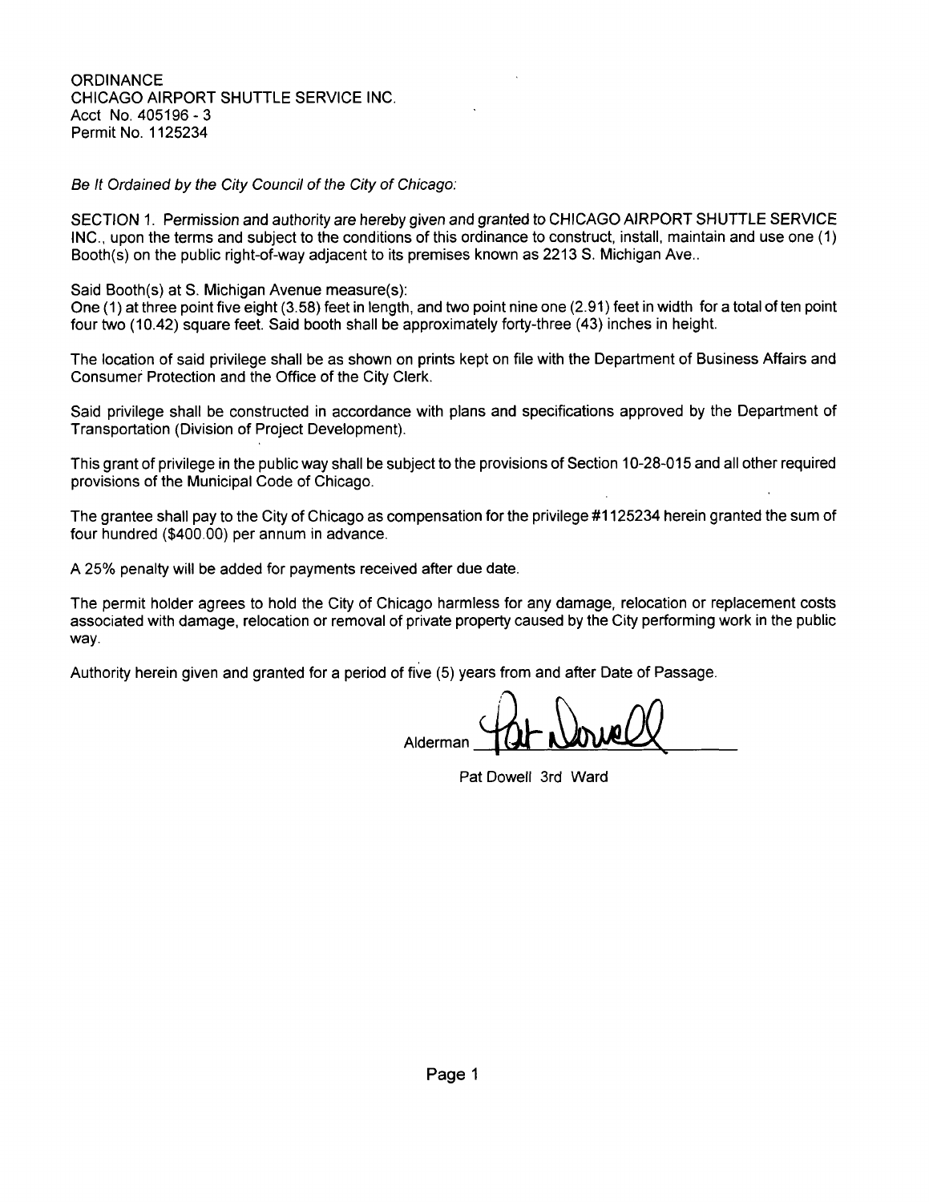ORDINANCE
CHICAGO AIRPORT SHUTTLE SERVICE INC.
Acct No. 405196 - 3
Permit No. 1125234

*Be It Ordained by the City Council of the City of Chicago:*

SECTION 1. Permission and authority are hereby given and granted to CHICAGO AIRPORT SHUTTLE SERVICE INC., upon the terms and subject to the conditions of this ordinance to construct, install, maintain and use one (1) Booth(s) on the public right-of-way adjacent to its premises known as 2213 S. Michigan Ave..

Said Booth(s) at S. Michigan Avenue measure(s):
One (1) at three point five eight (3.58) feet in length, and two point nine one (2.91) feet in width for a total of ten point four two (10.42) square feet. Said booth shall be approximately forty-three (43) inches in height.

The location of said privilege shall be as shown on prints kept on file with the Department of Business Affairs and Consumer Protection and the Office of the City Clerk.

Said privilege shall be constructed in accordance with plans and specifications approved by the Department of Transportation (Division of Project Development).

This grant of privilege in the public way shall be subject to the provisions of Section 10-28-015 and all other required provisions of the Municipal Code of Chicago.

The grantee shall pay to the City of Chicago as compensation for the privilege #1125234 herein granted the sum of four hundred ($400.00) per annum in advance.

A 25% penalty will be added for payments received after due date.

The permit holder agrees to hold the City of Chicago harmless for any damage, relocation or replacement costs associated with damage, relocation or removal of private property caused by the City performing work in the public way.

Authority herein given and granted for a period of five (5) years from and after Date of Passage.

Alderman ______________________

Pat Dowell 3rd Ward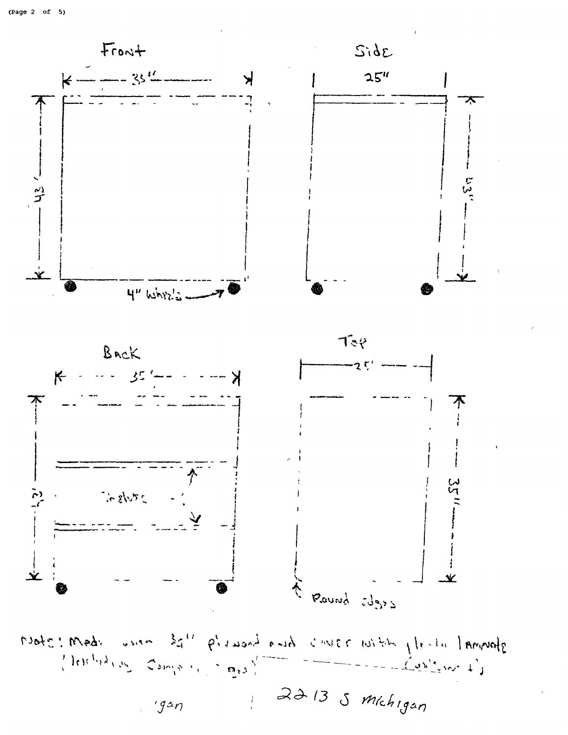Front

35"

42"

4" Wheels

Side

25"

43"

Back

35"

42"

Shelves

Top

25"

35"

Round edges

Note: Made using 3/4" plywood and cover with plastic laminate (Including Compartments) — Casters 4's

'gan

2213 S Michigan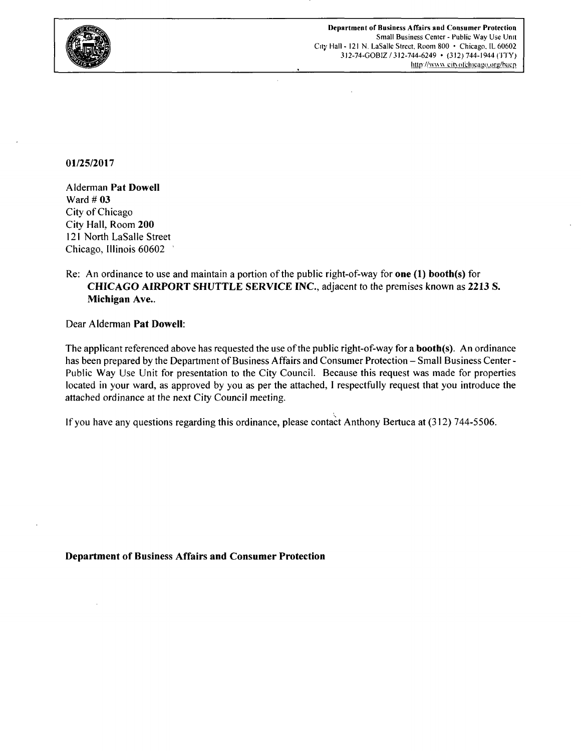**Department of Business Affairs and Consumer Protection**
Small Business Center - Public Way Use Unit
City Hall - 121 N. LaSalle Street, Room 800 • Chicago, IL 60602
312-74-GOBIZ / 312-744-6249 • (312) 744-1944 (TTY)
http://www.cityofchicago.org/bacp

**01/25/2017**

Alderman **Pat Dowell**
Ward # **03**
City of Chicago
City Hall, Room **200**
121 North LaSalle Street
Chicago, Illinois 60602

Re: An ordinance to use and maintain a portion of the public right-of-way for **one (1) booth(s)** for **CHICAGO AIRPORT SHUTTLE SERVICE INC.**, adjacent to the premises known as **2213 S. Michigan Ave.**.

Dear Alderman **Pat Dowell**:

The applicant referenced above has requested the use of the public right-of-way for a **booth(s)**. An ordinance has been prepared by the Department of Business Affairs and Consumer Protection – Small Business Center - Public Way Use Unit for presentation to the City Council. Because this request was made for properties located in your ward, as approved by you as per the attached, I respectfully request that you introduce the attached ordinance at the next City Council meeting.

If you have any questions regarding this ordinance, please contact Anthony Bertuca at (312) 744-5506.

**Department of Business Affairs and Consumer Protection**